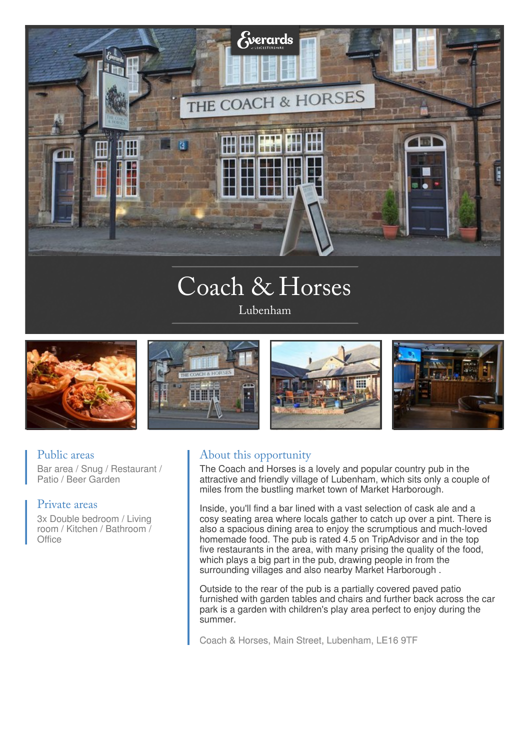# Coach & Horses

Lubenham

## Public areas

Bar area / Snug / Restaurant / Patio / Beer Garden

## Private areas

3x Double bedroom / Living room / Kitchen / Bathroom / Office

## About this opportunity

The Coach and Horses is a lovely and popular country pub in the attractive and friendly village of Lubenham, which sits only a couple of miles from the bustling market town of Market Harborough.

Inside, you'll find a bar lined with a vast selection of cask ale and a cosy seating area where locals gather to catch up over a pint. There is also a spacious dining area to enjoy the scrumptious and much-loved homemade food. The pub is rated 4.5 on TripAdvisor and in the top five restaurants in the area, with many prising the quality of the food, which plays a big part in the pub, drawing people in from the surrounding villages and also nearby Market Harborough .

Outside to the rear of the pub is a partially covered paved patio furnished with garden tables and chairs and further back across the car park is a garden with children's play area perfect to enjoy during the summer.

Coach & Horses, Main Street, Lubenham, LE16 9TF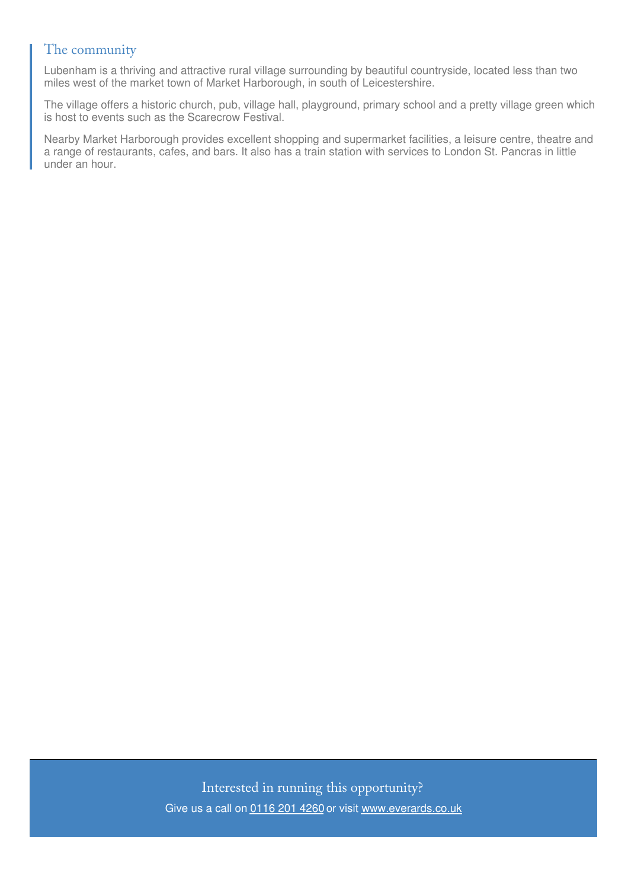## The community

Lubenham is a thriving and attractive rural village surrounding by beautiful countryside, located less than two miles west of the market town of Market Harborough, in south of Leicestershire.

The village offers a historic church, pub, village hall, playground, primary school and a pretty village green which is host to events such as the Scarecrow Festival.

Nearby Market Harborough provides excellent shopping and supermarket facilities, a leisure centre, theatre and a range of restaurants, cafes, and bars. It also has a train station with services to London St. Pancras in little under an hour.

### Interested in running this opportunity?

Give us a call on 0116 201 4260 or visit www.everards.co.uk